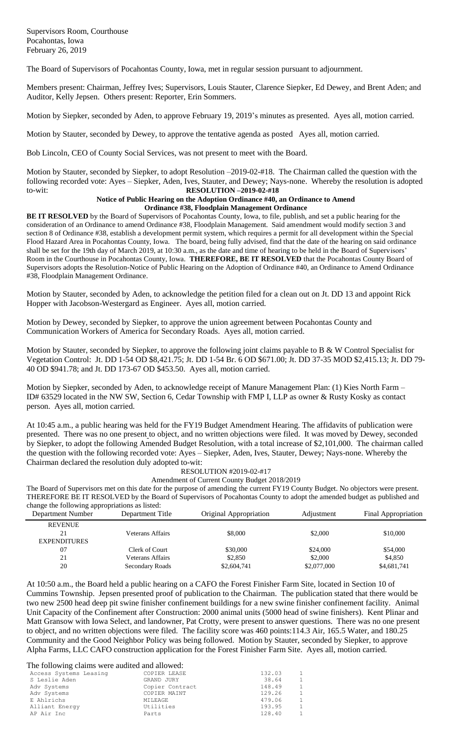Supervisors Room, Courthouse
Pocahontas, Iowa
February 26, 2019

The Board of Supervisors of Pocahontas County, Iowa, met in regular session pursuant to adjournment.

Members present: Chairman, Jeffrey Ives; Supervisors, Louis Stauter, Clarence Siepker, Ed Dewey, and Brent Aden; and Auditor, Kelly Jepsen. Others present: Reporter, Erin Sommers.

Motion by Siepker, seconded by Aden, to approve February 19, 2019's minutes as presented. Ayes all, motion carried.

Motion by Stauter, seconded by Dewey, to approve the tentative agenda as posted Ayes all, motion carried.

Bob Lincoln, CEO of County Social Services, was not present to meet with the Board.

Motion by Stauter, seconded by Siepker, to adopt Resolution –2019-02-#18. The Chairman called the question with the following recorded vote: Ayes – Siepker, Aden, Ives, Stauter, and Dewey; Nays-none. Whereby the resolution is adopted to-wit:

**RESOLUTION –2019-02-#18**

**Notice of Public Hearing on the Adoption Ordinance #40, an Ordinance to Amend Ordinance #38, Floodplain Management Ordinance**

**BE IT RESOLVED** by the Board of Supervisors of Pocahontas County, Iowa, to file, publish, and set a public hearing for the consideration of an Ordinance to amend Ordinance #38, Floodplain Management. Said amendment would modify section 3 and section 8 of Ordinance #38, establish a development permit system, which requires a permit for all development within the Special Flood Hazard Area in Pocahontas County, Iowa. The board, being fully advised, find that the date of the hearing on said ordinance shall be set for the 19th day of March 2019, at 10:30 a.m., as the date and time of hearing to be held in the Board of Supervisors' Room in the Courthouse in Pocahontas County, Iowa. **THEREFORE, BE IT RESOLVED** that the Pocahontas County Board of Supervisors adopts the Resolution-Notice of Public Hearing on the Adoption of Ordinance #40, an Ordinance to Amend Ordinance #38, Floodplain Management Ordinance.

Motion by Stauter, seconded by Aden, to acknowledge the petition filed for a clean out on Jt. DD 13 and appoint Rick Hopper with Jacobson-Westergard as Engineer. Ayes all, motion carried.

Motion by Dewey, seconded by Siepker, to approve the union agreement between Pocahontas County and Communication Workers of America for Secondary Roads. Ayes all, motion carried.

Motion by Stauter, seconded by Siepker, to approve the following joint claims payable to B & W Control Specialist for Vegetation Control: Jt. DD 1-54 OD $8,421.75; Jt. DD 1-54 Br. 6 OD $671.00; Jt. DD 37-35 MOD $2,415.13; Jt. DD 79-40 OD $941.78; and Jt. DD 173-67 OD $453.50. Ayes all, motion carried.

Motion by Siepker, seconded by Aden, to acknowledge receipt of Manure Management Plan: (1) Kies North Farm – ID# 63529 located in the NW SW, Section 6, Cedar Township with FMP I, LLP as owner & Rusty Kosky as contact person. Ayes all, motion carried.

At 10:45 a.m., a public hearing was held for the FY19 Budget Amendment Hearing. The affidavits of publication were presented. There was no one present to object, and no written objections were filed. It was moved by Dewey, seconded by Siepker, to adopt the following Amended Budget Resolution, with a total increase of $2,101,000. The chairman called the question with the following recorded vote: Ayes – Siepker, Aden, Ives, Stauter, Dewey; Nays-none. Whereby the Chairman declared the resolution duly adopted to-wit:

RESOLUTION #2019-02-#17

Amendment of Current County Budget 2018/2019

The Board of Supervisors met on this date for the purpose of amending the current FY19 County Budget. No objectors were present. THEREFORE BE IT RESOLVED by the Board of Supervisors of Pocahontas County to adopt the amended budget as published and change the following appropriations as listed:

| Department Number | Department Title | Original Appropriation | Adjustment | Final Appropriation |
|---|---|---|---|---|
| REVENUE | | | | |
| 21 | Veterans Affairs | $8,000 | $2,000 | $10,000 |
| EXPENDITURES | | | | |
| 07 | Clerk of Court | $30,000 | $24,000 | $54,000 |
| 21 | Veterans Affairs | $2,850 | $2,000 | $4,850 |
| 20 | Secondary Roads | $2,604,741 | $2,077,000 | $4,681,741 |

At 10:50 a.m., the Board held a public hearing on a CAFO the Forest Finisher Farm Site, located in Section 10 of Cummins Township. Jepsen presented proof of publication to the Chairman. The publication stated that there would be two new 2500 head deep pit swine finisher confinement buildings for a new swine finisher confinement facility. Animal Unit Capacity of the Confinement after Construction: 2000 animal units (5000 head of swine finishers). Kent Plinar and Matt Gransow with Iowa Select, and landowner, Pat Crotty, were present to answer questions. There was no one present to object, and no written objections were filed. The facility score was 460 points:114.3 Air, 165.5 Water, and 180.25 Community and the Good Neighbor Policy was being followed. Motion by Stauter, seconded by Siepker, to approve Alpha Farms, LLC CAFO construction application for the Forest Finisher Farm Site. Ayes all, motion carried.

The following claims were audited and allowed:

| | | | |
|---|---|---|---|
| Access Systems Leasing | COPIER LEASE | 132.03 | 1 |
| S Leslie Aden | GRAND JURY | 38.64 | 1 |
| Adv Systems | Copier Contract | 148.49 | 1 |
| Adv Systems | COPIER MAINT | 129.26 | 1 |
| E Ahlrichs | MILEAGE | 479.06 | 1 |
| Alliant Energy | Utilities | 193.95 | 1 |
| AP Air Inc | Parts | 128.40 | 1 |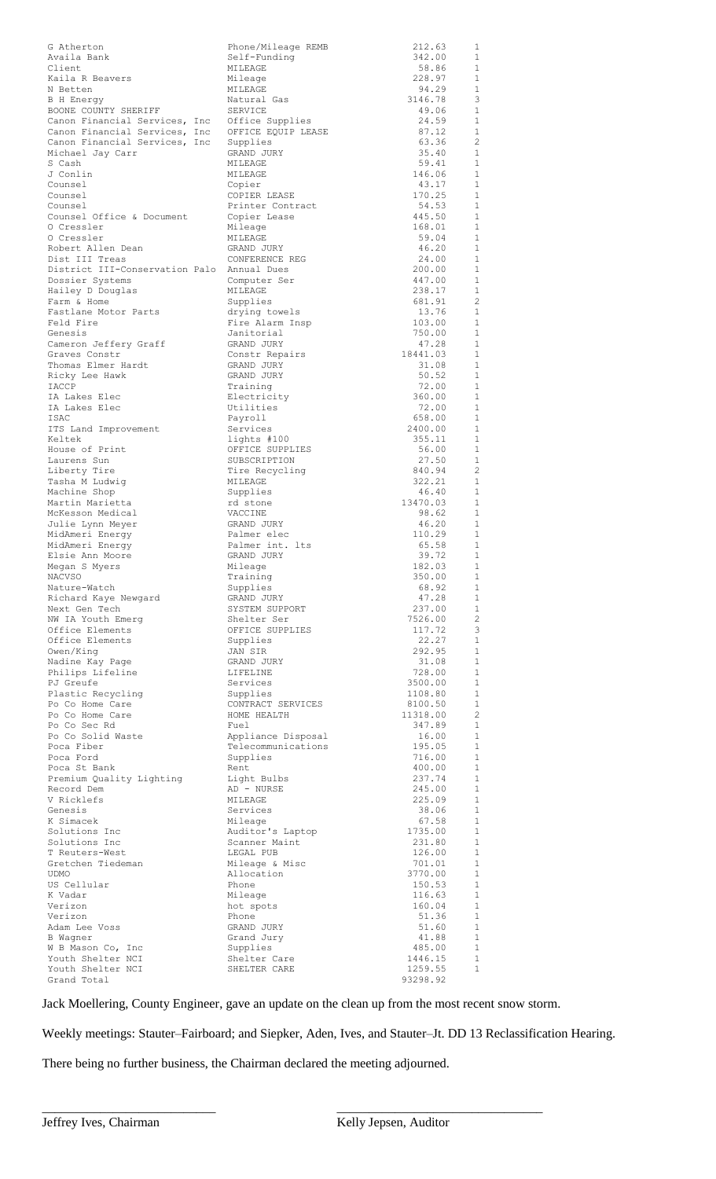| | | | |
|---|---|---|---|
| G Atherton | Phone/Mileage REMB | 212.63 | 1 |
| Availa Bank | Self-Funding | 342.00 | 1 |
| Client | MILEAGE | 58.86 | 1 |
| Kaila R Beavers | Mileage | 228.97 | 1 |
| N Betten | MILEAGE | 94.29 | 1 |
| B H Energy | Natural Gas | 3146.78 | 3 |
| BOONE COUNTY SHERIFF | SERVICE | 49.06 | 1 |
| Canon Financial Services, Inc | Office Supplies | 24.59 | 1 |
| Canon Financial Services, Inc | OFFICE EQUIP LEASE | 87.12 | 1 |
| Canon Financial Services, Inc | Supplies | 63.36 | 2 |
| Michael Jay Carr | GRAND JURY | 35.40 | 1 |
| S Cash | MILEAGE | 59.41 | 1 |
| J Conlin | MILEAGE | 146.06 | 1 |
| Counsel | Copier | 43.17 | 1 |
| Counsel | COPIER LEASE | 170.25 | 1 |
| Counsel | Printer Contract | 54.53 | 1 |
| Counsel Office & Document | Copier Lease | 445.50 | 1 |
| O Cressler | Mileage | 168.01 | 1 |
| O Cressler | MILEAGE | 59.04 | 1 |
| Robert Allen Dean | GRAND JURY | 46.20 | 1 |
| Dist III Treas | CONFERENCE REG | 24.00 | 1 |
| District III-Conservation Palo | Annual Dues | 200.00 | 1 |
| Dossier Systems | Computer Ser | 447.00 | 1 |
| Hailey D Douglas | MILEAGE | 238.17 | 1 |
| Farm & Home | Supplies | 681.91 | 2 |
| Fastlane Motor Parts | drying towels | 13.76 | 1 |
| Feld Fire | Fire Alarm Insp | 103.00 | 1 |
| Genesis | Janitorial | 750.00 | 1 |
| Cameron Jeffery Graff | GRAND JURY | 47.28 | 1 |
| Graves Constr | Constr Repairs | 18441.03 | 1 |
| Thomas Elmer Hardt | GRAND JURY | 31.08 | 1 |
| Ricky Lee Hawk | GRAND JURY | 50.52 | 1 |
| IACCP | Training | 72.00 | 1 |
| IA Lakes Elec | Electricity | 360.00 | 1 |
| IA Lakes Elec | Utilities | 72.00 | 1 |
| ISAC | Payroll | 658.00 | 1 |
| ITS Land Improvement | Services | 2400.00 | 1 |
| Keltek | lights #100 | 355.11 | 1 |
| House of Print | OFFICE SUPPLIES | 56.00 | 1 |
| Laurens Sun | SUBSCRIPTION | 27.50 | 1 |
| Liberty Tire | Tire Recycling | 840.94 | 2 |
| Tasha M Ludwig | MILEAGE | 322.21 | 1 |
| Machine Shop | Supplies | 46.40 | 1 |
| Martin Marietta | rd stone | 13470.03 | 1 |
| McKesson Medical | VACCINE | 98.62 | 1 |
| Julie Lynn Meyer | GRAND JURY | 46.20 | 1 |
| MidAmeri Energy | Palmer elec | 110.29 | 1 |
| MidAmeri Energy | Palmer int. lts | 65.58 | 1 |
| Elsie Ann Moore | GRAND JURY | 39.72 | 1 |
| Megan S Myers | Mileage | 182.03 | 1 |
| NACVSO | Training | 350.00 | 1 |
| Nature-Watch | Supplies | 68.92 | 1 |
| Richard Kaye Newgard | GRAND JURY | 47.28 | 1 |
| Next Gen Tech | SYSTEM SUPPORT | 237.00 | 1 |
| NW IA Youth Emerg | Shelter Ser | 7526.00 | 2 |
| Office Elements | OFFICE SUPPLIES | 117.72 | 3 |
| Office Elements | Supplies | 22.27 | 1 |
| Owen/King | JAN SIR | 292.95 | 1 |
| Nadine Kay Page | GRAND JURY | 31.08 | 1 |
| Philips Lifeline | LIFELINE | 728.00 | 1 |
| PJ Greufe | Services | 3500.00 | 1 |
| Plastic Recycling | Supplies | 1108.80 | 1 |
| Po Co Home Care | CONTRACT SERVICES | 8100.50 | 1 |
| Po Co Home Care | HOME HEALTH | 11318.00 | 2 |
| Po Co Sec Rd | Fuel | 347.89 | 1 |
| Po Co Solid Waste | Appliance Disposal | 16.00 | 1 |
| Poca Fiber | Telecommunications | 195.05 | 1 |
| Poca Ford | Supplies | 716.00 | 1 |
| Poca St Bank | Rent | 400.00 | 1 |
| Premium Quality Lighting | Light Bulbs | 237.74 | 1 |
| Record Dem | AD - NURSE | 245.00 | 1 |
| V Ricklefs | MILEAGE | 225.09 | 1 |
| Genesis | Services | 38.06 | 1 |
| K Simacek | Mileage | 67.58 | 1 |
| Solutions Inc | Auditor's Laptop | 1735.00 | 1 |
| Solutions Inc | Scanner Maint | 231.80 | 1 |
| T Reuters-West | LEGAL PUB | 126.00 | 1 |
| Gretchen Tiedeman | Mileage & Misc | 701.01 | 1 |
| UDMO | Allocation | 3770.00 | 1 |
| US Cellular | Phone | 150.53 | 1 |
| K Vadar | Mileage | 116.63 | 1 |
| Verizon | hot spots | 160.04 | 1 |
| Verizon | Phone | 51.36 | 1 |
| Adam Lee Voss | GRAND JURY | 51.60 | 1 |
| B Wagner | Grand Jury | 41.88 | 1 |
| W B Mason Co, Inc | Supplies | 485.00 | 1 |
| Youth Shelter NCI | Shelter Care | 1446.15 | 1 |
| Youth Shelter NCI | SHELTER CARE | 1259.55 | 1 |
| Grand Total | | 93298.92 | |

Jack Moellering, County Engineer, gave an update on the clean up from the most recent snow storm.

Weekly meetings: Stauter–Fairboard; and Siepker, Aden, Ives, and Stauter–Jt. DD 13 Reclassification Hearing.

There being no further business, the Chairman declared the meeting adjourned.

\_\_\_\_\_\_\_\_\_\_\_\_\_\_\_\_\_\_\_\_\_\_\_\_\_\_\_\_ \_\_\_\_\_\_\_\_\_\_\_\_\_\_\_\_\_\_\_\_\_\_\_\_\_\_\_\_\_\_\_\_\_

Jeffrey Ives, Chairman Kelly Jepsen, Auditor